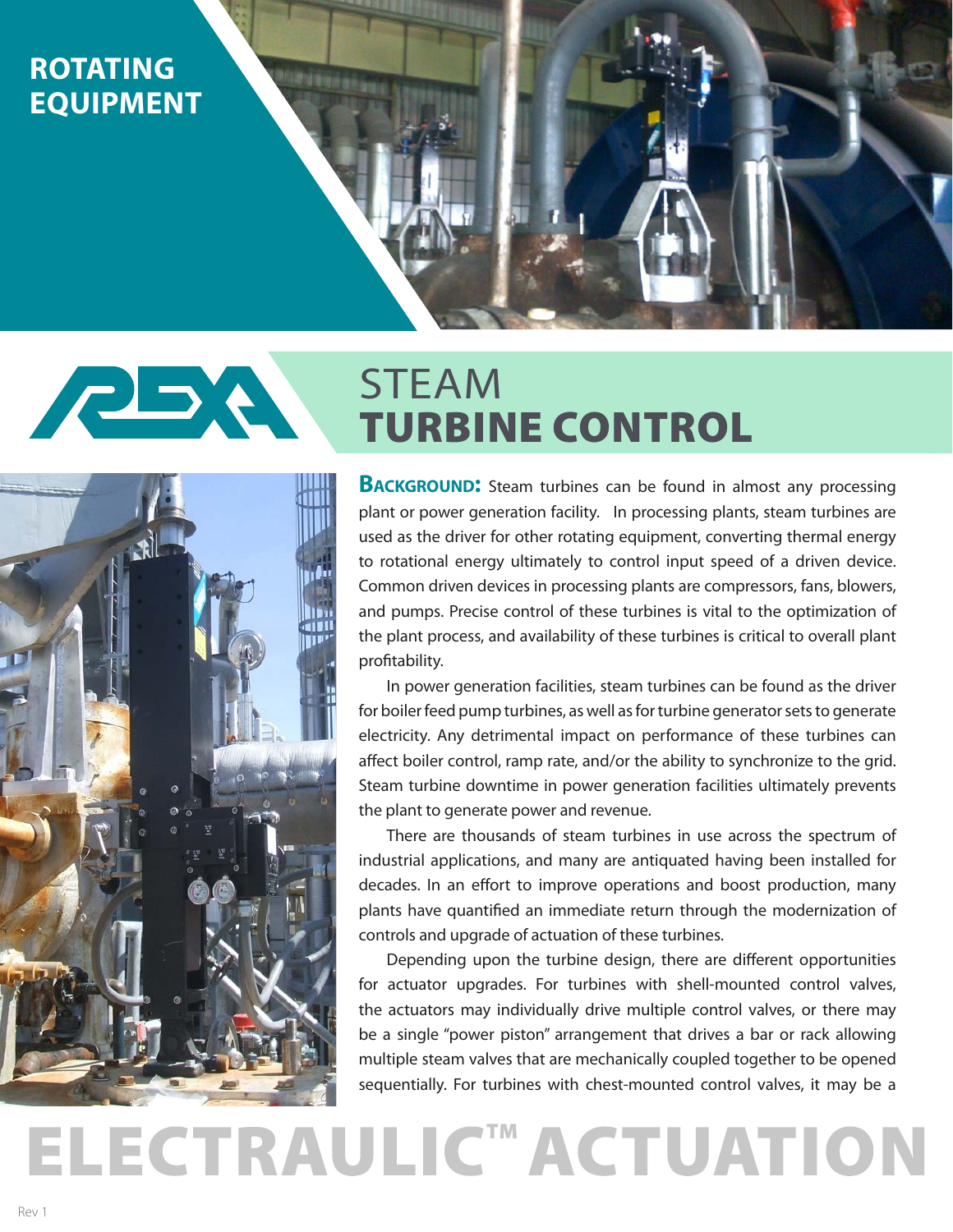ROTATING EQUIPMENT

REXA

# STEAM **TURBINE CONTROL**

**BACKGROUND:** Steam turbines can be found in almost any processing plant or power generation facility. In processing plants, steam turbines are used as the driver for other rotating equipment, converting thermal energy to rotational energy ultimately to control input speed of a driven device. Common driven devices in processing plants are compressors, fans, blowers, and pumps. Precise control of these turbines is vital to the optimization of the plant process, and availability of these turbines is critical to overall plant profitability.

In power generation facilities, steam turbines can be found as the driver for boiler feed pump turbines, as well as for turbine generator sets to generate electricity. Any detrimental impact on performance of these turbines can affect boiler control, ramp rate, and/or the ability to synchronize to the grid. Steam turbine downtime in power generation facilities ultimately prevents the plant to generate power and revenue.

There are thousands of steam turbines in use across the spectrum of industrial applications, and many are antiquated having been installed for decades. In an effort to improve operations and boost production, many plants have quantified an immediate return through the modernization of controls and upgrade of actuation of these turbines.

Depending upon the turbine design, there are different opportunities for actuator upgrades. For turbines with shell-mounted control valves, the actuators may individually drive multiple control valves, or there may be a single "power piston" arrangement that drives a bar or rack allowing multiple steam valves that are mechanically coupled together to be opened sequentially. For turbines with chest-mounted control valves, it may be a

ELECTRAULIC™ ACTUATION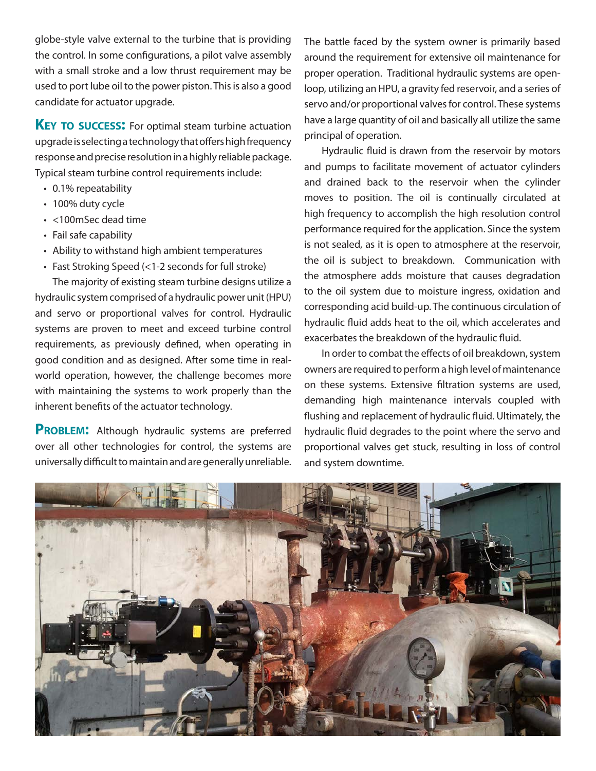globe-style valve external to the turbine that is providing the control. In some configurations, a pilot valve assembly with a small stroke and a low thrust requirement may be used to port lube oil to the power piston. This is also a good candidate for actuator upgrade.

**KEY TO SUCCESS:** For optimal steam turbine actuation upgrade is selecting a technology that offers high frequency response and precise resolution in a highly reliable package. Typical steam turbine control requirements include:

- 0.1% repeatability
- 100% duty cycle
- <100mSec dead time
- Fail safe capability
- Ability to withstand high ambient temperatures
- Fast Stroking Speed (<1-2 seconds for full stroke)

The majority of existing steam turbine designs utilize a hydraulic system comprised of a hydraulic power unit (HPU) and servo or proportional valves for control. Hydraulic systems are proven to meet and exceed turbine control requirements, as previously defined, when operating in good condition and as designed. After some time in real-world operation, however, the challenge becomes more with maintaining the systems to work properly than the inherent benefits of the actuator technology.

**PROBLEM:** Although hydraulic systems are preferred over all other technologies for control, the systems are universally difficult to maintain and are generally unreliable. The battle faced by the system owner is primarily based around the requirement for extensive oil maintenance for proper operation. Traditional hydraulic systems are open-loop, utilizing an HPU, a gravity fed reservoir, and a series of servo and/or proportional valves for control. These systems have a large quantity of oil and basically all utilize the same principal of operation.

Hydraulic fluid is drawn from the reservoir by motors and pumps to facilitate movement of actuator cylinders and drained back to the reservoir when the cylinder moves to position. The oil is continually circulated at high frequency to accomplish the high resolution control performance required for the application. Since the system is not sealed, as it is open to atmosphere at the reservoir, the oil is subject to breakdown. Communication with the atmosphere adds moisture that causes degradation to the oil system due to moisture ingress, oxidation and corresponding acid build-up. The continuous circulation of hydraulic fluid adds heat to the oil, which accelerates and exacerbates the breakdown of the hydraulic fluid.

In order to combat the effects of oil breakdown, system owners are required to perform a high level of maintenance on these systems. Extensive filtration systems are used, demanding high maintenance intervals coupled with flushing and replacement of hydraulic fluid. Ultimately, the hydraulic fluid degrades to the point where the servo and proportional valves get stuck, resulting in loss of control and system downtime.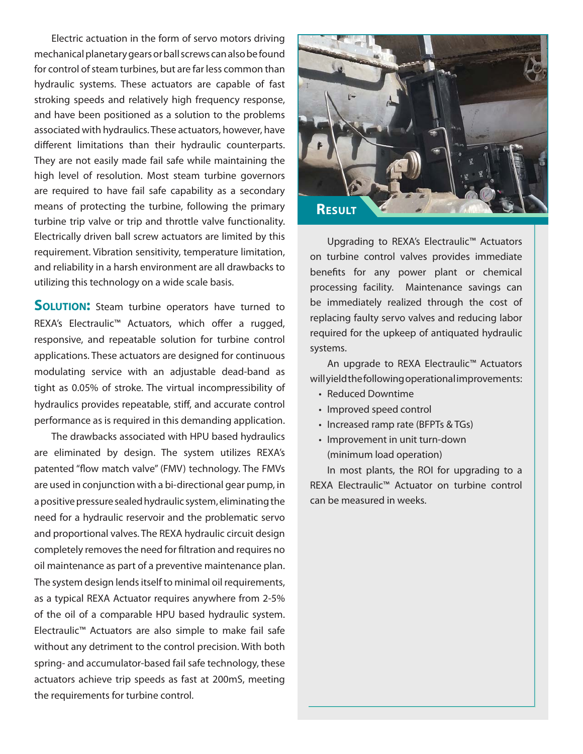Electric actuation in the form of servo motors driving mechanical planetary gears or ball screws can also be found for control of steam turbines, but are far less common than hydraulic systems. These actuators are capable of fast stroking speeds and relatively high frequency response, and have been positioned as a solution to the problems associated with hydraulics. These actuators, however, have different limitations than their hydraulic counterparts. They are not easily made fail safe while maintaining the high level of resolution. Most steam turbine governors are required to have fail safe capability as a secondary means of protecting the turbine, following the primary turbine trip valve or trip and throttle valve functionality. Electrically driven ball screw actuators are limited by this requirement. Vibration sensitivity, temperature limitation, and reliability in a harsh environment are all drawbacks to utilizing this technology on a wide scale basis.

**SOLUTION:** Steam turbine operators have turned to REXA's Electraulic™ Actuators, which offer a rugged, responsive, and repeatable solution for turbine control applications. These actuators are designed for continuous modulating service with an adjustable dead-band as tight as 0.05% of stroke. The virtual incompressibility of hydraulics provides repeatable, stiff, and accurate control performance as is required in this demanding application.

The drawbacks associated with HPU based hydraulics are eliminated by design. The system utilizes REXA's patented "flow match valve" (FMV) technology. The FMVs are used in conjunction with a bi-directional gear pump, in a positive pressure sealed hydraulic system, eliminating the need for a hydraulic reservoir and the problematic servo and proportional valves. The REXA hydraulic circuit design completely removes the need for filtration and requires no oil maintenance as part of a preventive maintenance plan. The system design lends itself to minimal oil requirements, as a typical REXA Actuator requires anywhere from 2-5% of the oil of a comparable HPU based hydraulic system. Electraulic™ Actuators are also simple to make fail safe without any detriment to the control precision. With both spring- and accumulator-based fail safe technology, these actuators achieve trip speeds as fast at 200mS, meeting the requirements for turbine control.

## RESULT

Upgrading to REXA's Electraulic™ Actuators on turbine control valves provides immediate benefits for any power plant or chemical processing facility. Maintenance savings can be immediately realized through the cost of replacing faulty servo valves and reducing labor required for the upkeep of antiquated hydraulic systems.

An upgrade to REXA Electraulic™ Actuators will yield the following operational improvements:

- Reduced Downtime
- Improved speed control
- Increased ramp rate (BFPTs & TGs)
- Improvement in unit turn-down (minimum load operation)

In most plants, the ROI for upgrading to a REXA Electraulic™ Actuator on turbine control can be measured in weeks.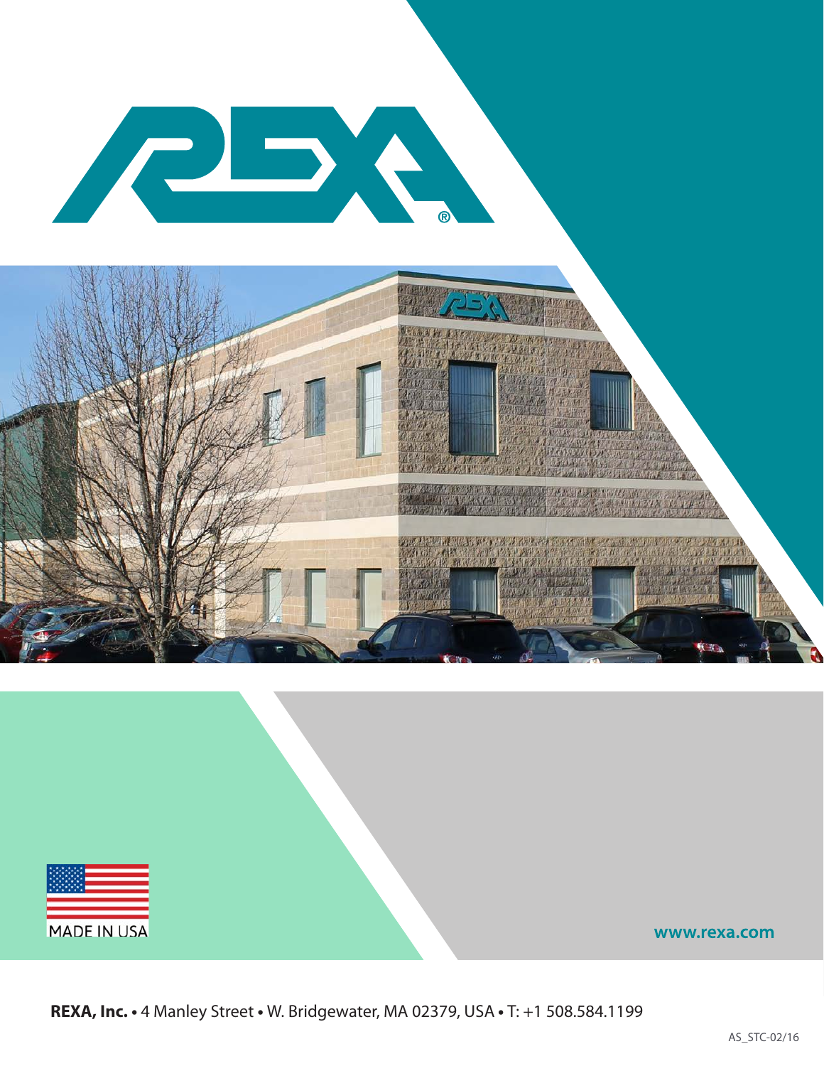MADE IN USA

www.rexa.com

**REXA, Inc.** • 4 Manley Street • W. Bridgewater, MA 02379, USA • T: +1 508.584.1199

AS_STC-02/16